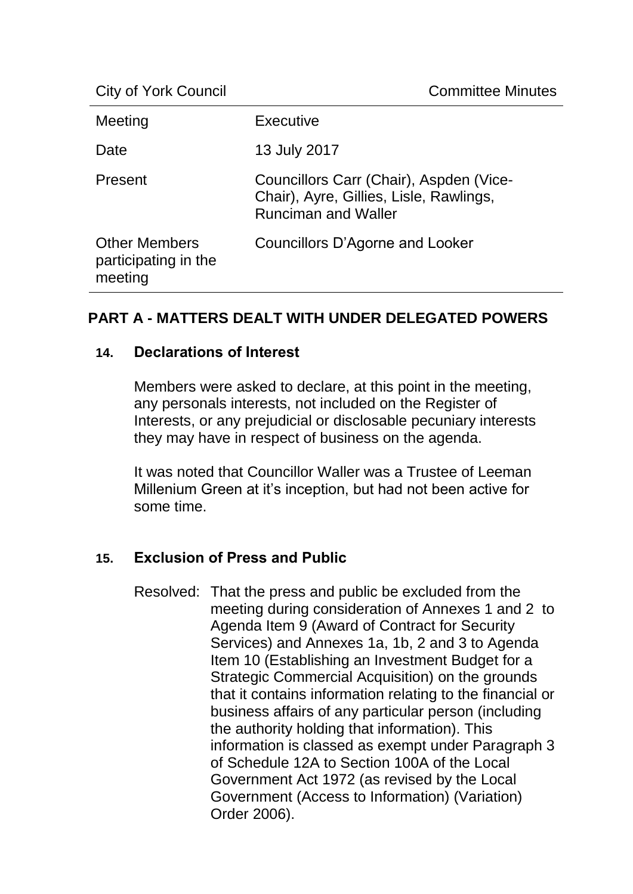| City of York Council | Committee Minutes |
| --- | --- |
| Meeting | Executive |
| Date | 13 July 2017 |
| Present | Councillors Carr (Chair), Aspden (Vice-Chair), Ayre, Gillies, Lisle, Rawlings, Runciman and Waller |
| Other Members participating in the meeting | Councillors D'Agorne and Looker |

## PART A - MATTERS DEALT WITH UNDER DELEGATED POWERS

### 14. Declarations of Interest

Members were asked to declare, at this point in the meeting, any personals interests, not included on the Register of Interests, or any prejudicial or disclosable pecuniary interests they may have in respect of business on the agenda.

It was noted that Councillor Waller was a Trustee of Leeman Millenium Green at it's inception, but had not been active for some time.

### 15. Exclusion of Press and Public

Resolved: That the press and public be excluded from the meeting during consideration of Annexes 1 and 2 to Agenda Item 9 (Award of Contract for Security Services) and Annexes 1a, 1b, 2 and 3 to Agenda Item 10 (Establishing an Investment Budget for a Strategic Commercial Acquisition) on the grounds that it contains information relating to the financial or business affairs of any particular person (including the authority holding that information). This information is classed as exempt under Paragraph 3 of Schedule 12A to Section 100A of the Local Government Act 1972 (as revised by the Local Government (Access to Information) (Variation) Order 2006).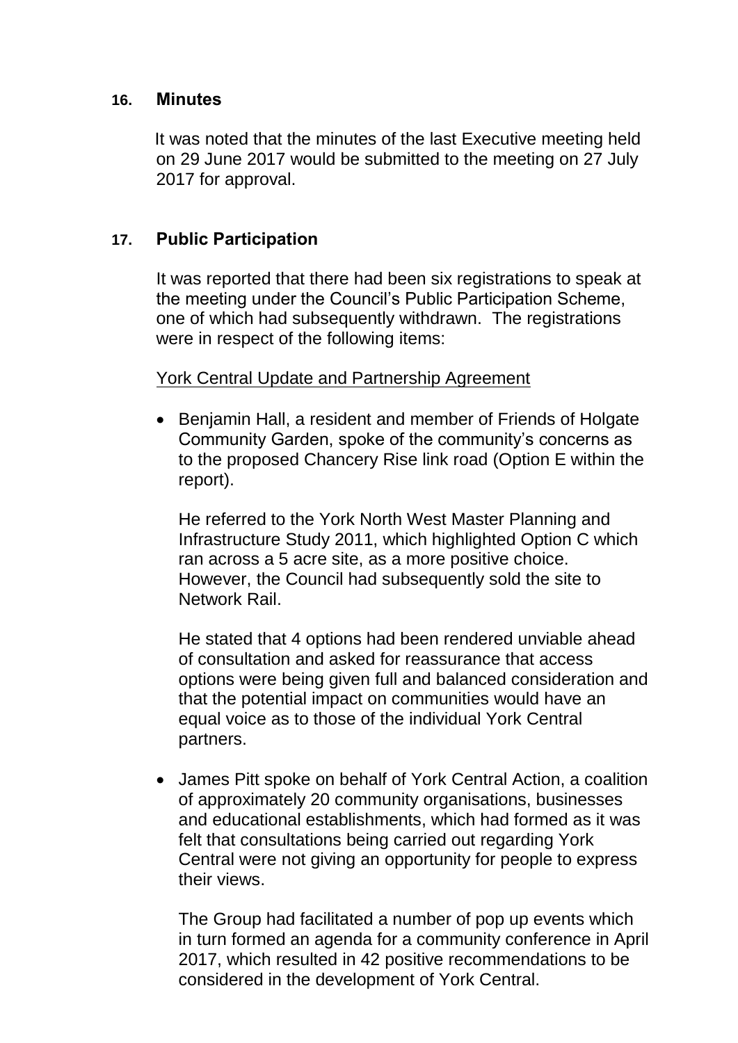## 16. Minutes

It was noted that the minutes of the last Executive meeting held on 29 June 2017 would be submitted to the meeting on 27 July 2017 for approval.

## 17. Public Participation

It was reported that there had been six registrations to speak at the meeting under the Council's Public Participation Scheme, one of which had subsequently withdrawn. The registrations were in respect of the following items:

York Central Update and Partnership Agreement

- Benjamin Hall, a resident and member of Friends of Holgate Community Garden, spoke of the community's concerns as to the proposed Chancery Rise link road (Option E within the report).

  He referred to the York North West Master Planning and Infrastructure Study 2011, which highlighted Option C which ran across a 5 acre site, as a more positive choice. However, the Council had subsequently sold the site to Network Rail.

  He stated that 4 options had been rendered unviable ahead of consultation and asked for reassurance that access options were being given full and balanced consideration and that the potential impact on communities would have an equal voice as to those of the individual York Central partners.

- James Pitt spoke on behalf of York Central Action, a coalition of approximately 20 community organisations, businesses and educational establishments, which had formed as it was felt that consultations being carried out regarding York Central were not giving an opportunity for people to express their views.

  The Group had facilitated a number of pop up events which in turn formed an agenda for a community conference in April 2017, which resulted in 42 positive recommendations to be considered in the development of York Central.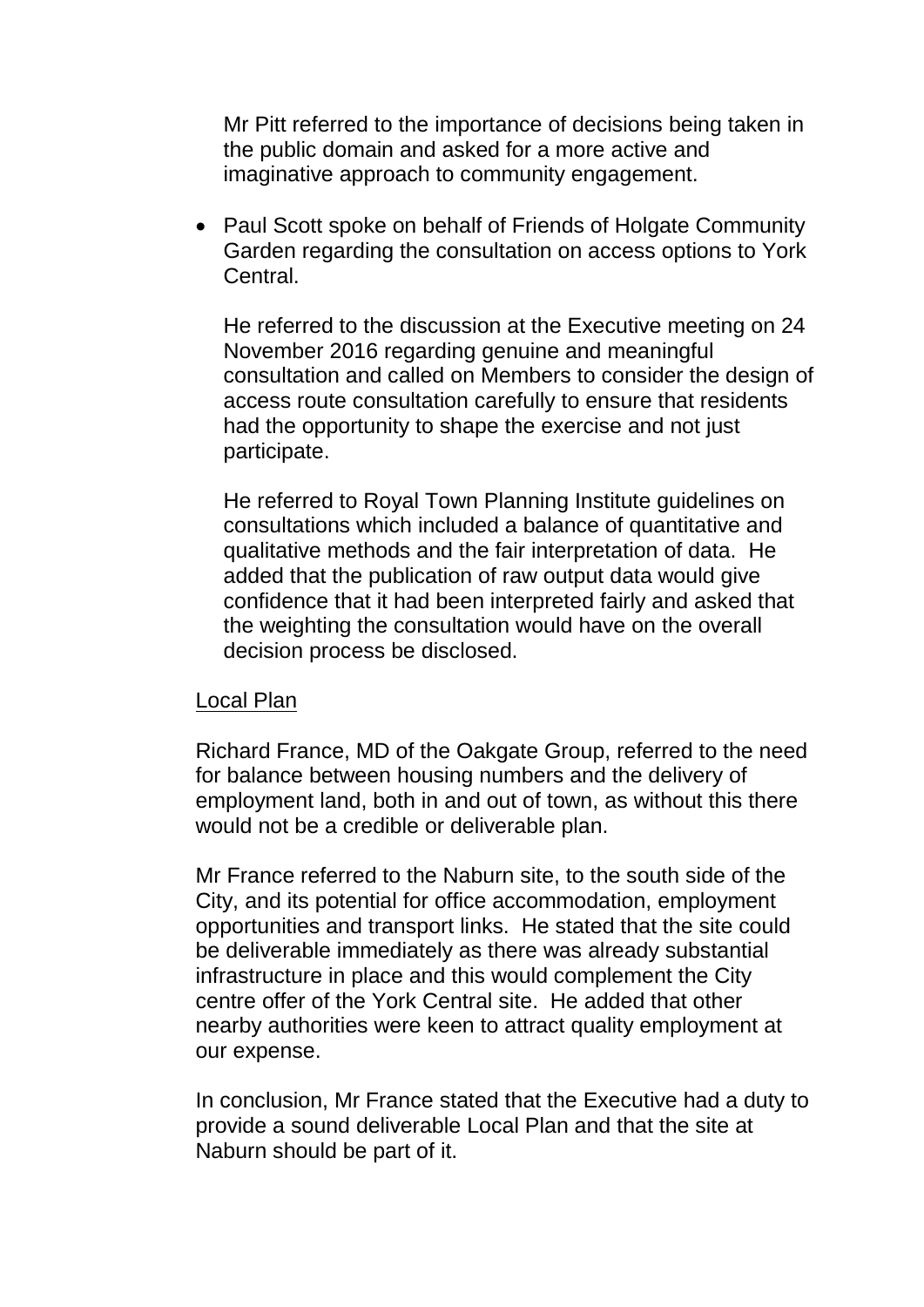Mr Pitt referred to the importance of decisions being taken in the public domain and asked for a more active and imaginative approach to community engagement.

- Paul Scott spoke on behalf of Friends of Holgate Community Garden regarding the consultation on access options to York Central.

  He referred to the discussion at the Executive meeting on 24 November 2016 regarding genuine and meaningful consultation and called on Members to consider the design of access route consultation carefully to ensure that residents had the opportunity to shape the exercise and not just participate.

  He referred to Royal Town Planning Institute guidelines on consultations which included a balance of quantitative and qualitative methods and the fair interpretation of data. He added that the publication of raw output data would give confidence that it had been interpreted fairly and asked that the weighting the consultation would have on the overall decision process be disclosed.

<u>Local Plan</u>

Richard France, MD of the Oakgate Group, referred to the need for balance between housing numbers and the delivery of employment land, both in and out of town, as without this there would not be a credible or deliverable plan.

Mr France referred to the Naburn site, to the south side of the City, and its potential for office accommodation, employment opportunities and transport links. He stated that the site could be deliverable immediately as there was already substantial infrastructure in place and this would complement the City centre offer of the York Central site. He added that other nearby authorities were keen to attract quality employment at our expense.

In conclusion, Mr France stated that the Executive had a duty to provide a sound deliverable Local Plan and that the site at Naburn should be part of it.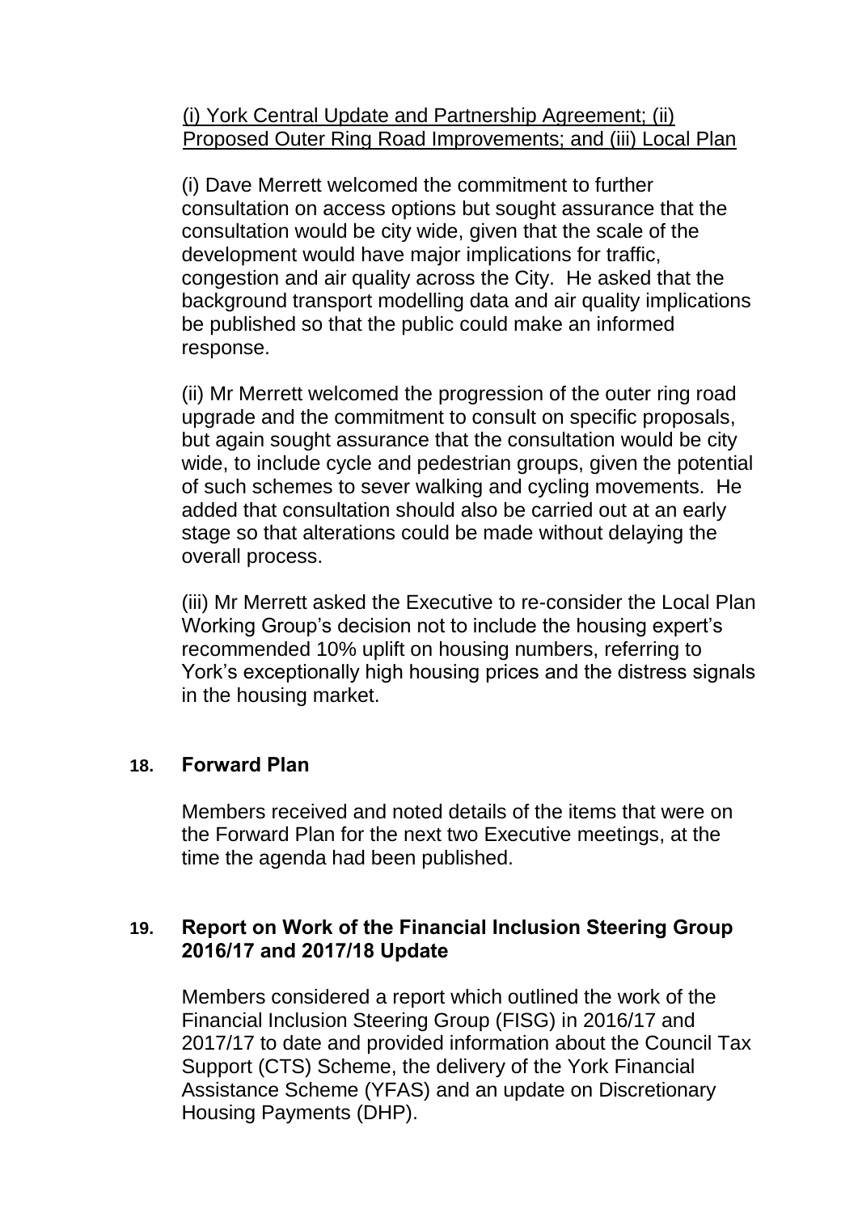<u>(i) York Central Update and Partnership Agreement; (ii) Proposed Outer Ring Road Improvements; and (iii) Local Plan</u>

(i) Dave Merrett welcomed the commitment to further consultation on access options but sought assurance that the consultation would be city wide, given that the scale of the development would have major implications for traffic, congestion and air quality across the City. He asked that the background transport modelling data and air quality implications be published so that the public could make an informed response.

(ii) Mr Merrett welcomed the progression of the outer ring road upgrade and the commitment to consult on specific proposals, but again sought assurance that the consultation would be city wide, to include cycle and pedestrian groups, given the potential of such schemes to sever walking and cycling movements. He added that consultation should also be carried out at an early stage so that alterations could be made without delaying the overall process.

(iii) Mr Merrett asked the Executive to re-consider the Local Plan Working Group's decision not to include the housing expert's recommended 10% uplift on housing numbers, referring to York's exceptionally high housing prices and the distress signals in the housing market.

## 18. Forward Plan

Members received and noted details of the items that were on the Forward Plan for the next two Executive meetings, at the time the agenda had been published.

## 19. Report on Work of the Financial Inclusion Steering Group 2016/17 and 2017/18 Update

Members considered a report which outlined the work of the Financial Inclusion Steering Group (FISG) in 2016/17 and 2017/17 to date and provided information about the Council Tax Support (CTS) Scheme, the delivery of the York Financial Assistance Scheme (YFAS) and an update on Discretionary Housing Payments (DHP).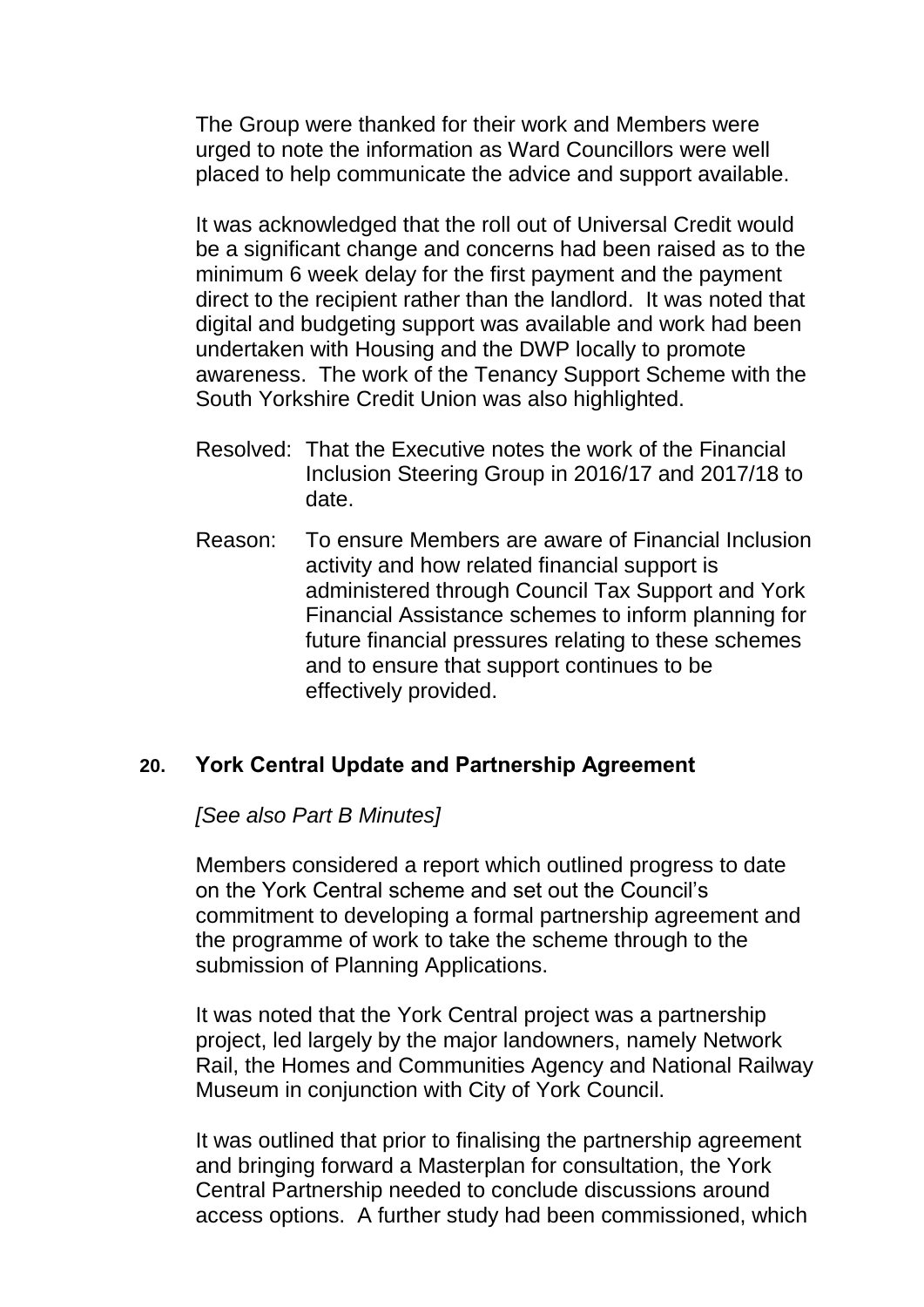The Group were thanked for their work and Members were urged to note the information as Ward Councillors were well placed to help communicate the advice and support available.

It was acknowledged that the roll out of Universal Credit would be a significant change and concerns had been raised as to the minimum 6 week delay for the first payment and the payment direct to the recipient rather than the landlord. It was noted that digital and budgeting support was available and work had been undertaken with Housing and the DWP locally to promote awareness. The work of the Tenancy Support Scheme with the South Yorkshire Credit Union was also highlighted.

Resolved: That the Executive notes the work of the Financial Inclusion Steering Group in 2016/17 and 2017/18 to date.

Reason: To ensure Members are aware of Financial Inclusion activity and how related financial support is administered through Council Tax Support and York Financial Assistance schemes to inform planning for future financial pressures relating to these schemes and to ensure that support continues to be effectively provided.

## 20. York Central Update and Partnership Agreement

*[See also Part B Minutes]*

Members considered a report which outlined progress to date on the York Central scheme and set out the Council's commitment to developing a formal partnership agreement and the programme of work to take the scheme through to the submission of Planning Applications.

It was noted that the York Central project was a partnership project, led largely by the major landowners, namely Network Rail, the Homes and Communities Agency and National Railway Museum in conjunction with City of York Council.

It was outlined that prior to finalising the partnership agreement and bringing forward a Masterplan for consultation, the York Central Partnership needed to conclude discussions around access options. A further study had been commissioned, which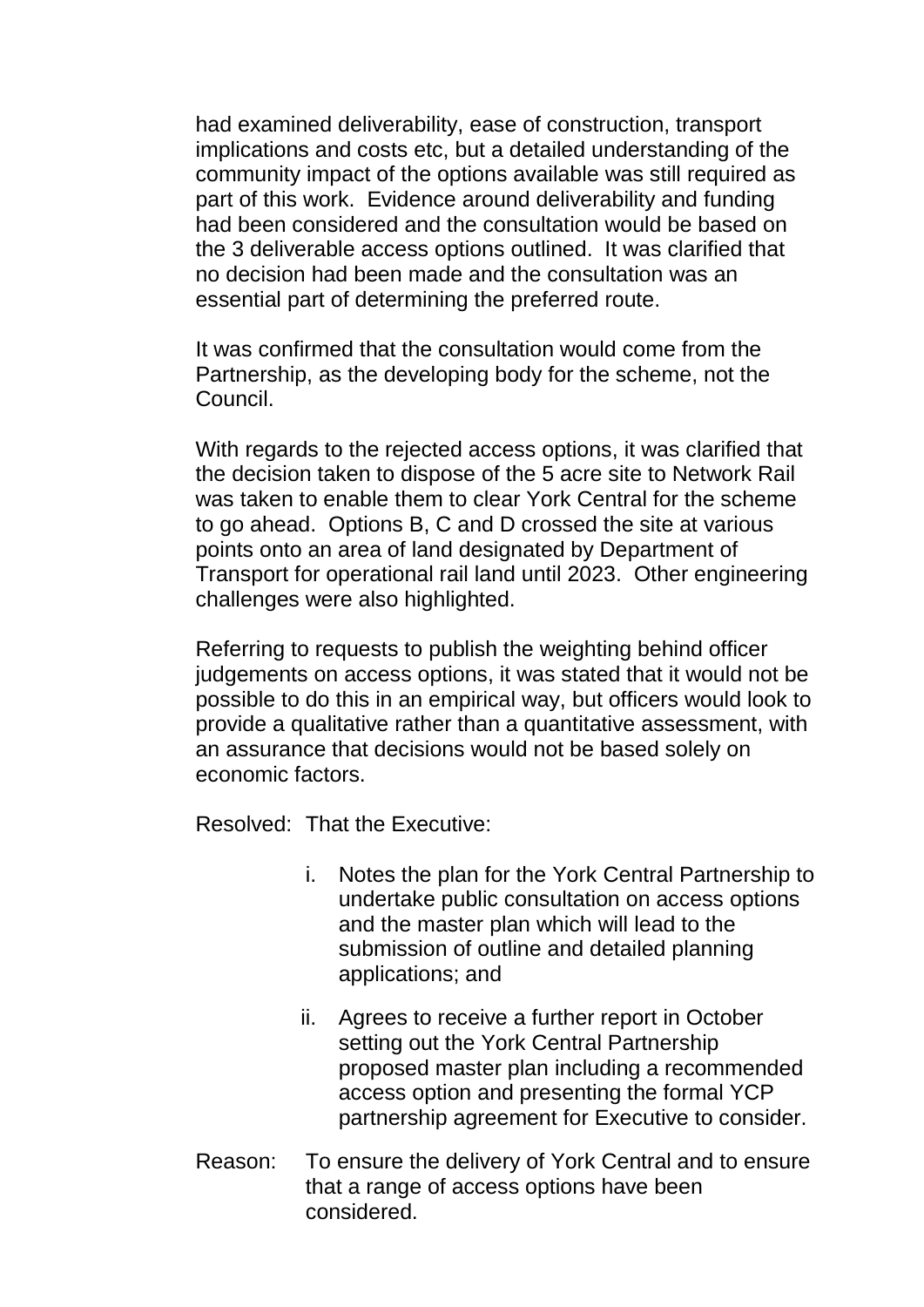had examined deliverability, ease of construction, transport implications and costs etc, but a detailed understanding of the community impact of the options available was still required as part of this work. Evidence around deliverability and funding had been considered and the consultation would be based on the 3 deliverable access options outlined. It was clarified that no decision had been made and the consultation was an essential part of determining the preferred route.

It was confirmed that the consultation would come from the Partnership, as the developing body for the scheme, not the Council.

With regards to the rejected access options, it was clarified that the decision taken to dispose of the 5 acre site to Network Rail was taken to enable them to clear York Central for the scheme to go ahead. Options B, C and D crossed the site at various points onto an area of land designated by Department of Transport for operational rail land until 2023. Other engineering challenges were also highlighted.

Referring to requests to publish the weighting behind officer judgements on access options, it was stated that it would not be possible to do this in an empirical way, but officers would look to provide a qualitative rather than a quantitative assessment, with an assurance that decisions would not be based solely on economic factors.

Resolved: That the Executive:

i. Notes the plan for the York Central Partnership to undertake public consultation on access options and the master plan which will lead to the submission of outline and detailed planning applications; and

ii. Agrees to receive a further report in October setting out the York Central Partnership proposed master plan including a recommended access option and presenting the formal YCP partnership agreement for Executive to consider.

Reason: To ensure the delivery of York Central and to ensure that a range of access options have been considered.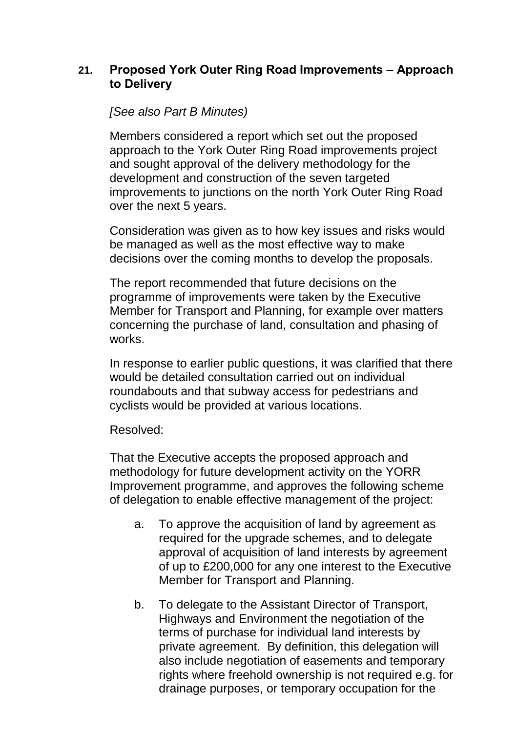## 21. Proposed York Outer Ring Road Improvements – Approach to Delivery

*[See also Part B Minutes)*

Members considered a report which set out the proposed approach to the York Outer Ring Road improvements project and sought approval of the delivery methodology for the development and construction of the seven targeted improvements to junctions on the north York Outer Ring Road over the next 5 years.

Consideration was given as to how key issues and risks would be managed as well as the most effective way to make decisions over the coming months to develop the proposals.

The report recommended that future decisions on the programme of improvements were taken by the Executive Member for Transport and Planning, for example over matters concerning the purchase of land, consultation and phasing of works.

In response to earlier public questions, it was clarified that there would be detailed consultation carried out on individual roundabouts and that subway access for pedestrians and cyclists would be provided at various locations.

Resolved:

That the Executive accepts the proposed approach and methodology for future development activity on the YORR Improvement programme, and approves the following scheme of delegation to enable effective management of the project:

a. To approve the acquisition of land by agreement as required for the upgrade schemes, and to delegate approval of acquisition of land interests by agreement of up to £200,000 for any one interest to the Executive Member for Transport and Planning.

b. To delegate to the Assistant Director of Transport, Highways and Environment the negotiation of the terms of purchase for individual land interests by private agreement. By definition, this delegation will also include negotiation of easements and temporary rights where freehold ownership is not required e.g. for drainage purposes, or temporary occupation for the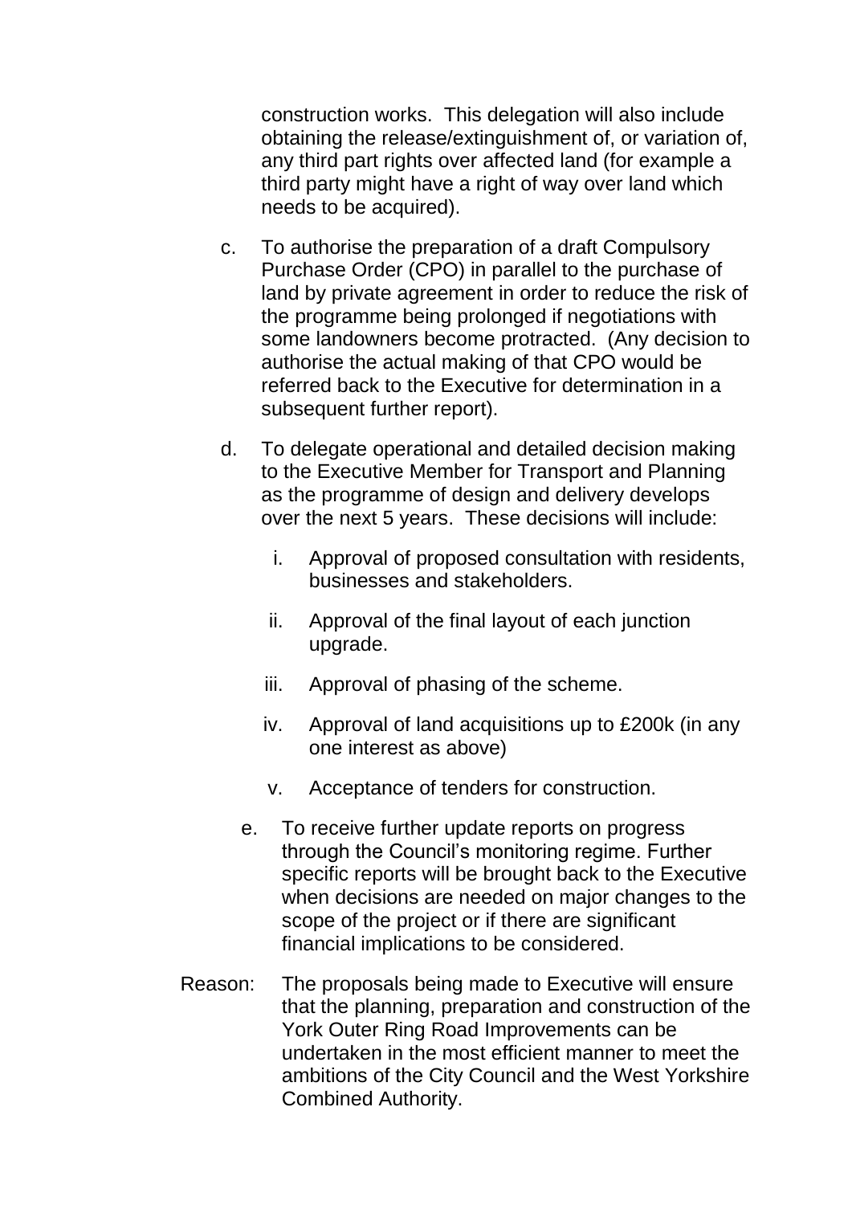construction works. This delegation will also include obtaining the release/extinguishment of, or variation of, any third part rights over affected land (for example a third party might have a right of way over land which needs to be acquired).

c. To authorise the preparation of a draft Compulsory Purchase Order (CPO) in parallel to the purchase of land by private agreement in order to reduce the risk of the programme being prolonged if negotiations with some landowners become protracted. (Any decision to authorise the actual making of that CPO would be referred back to the Executive for determination in a subsequent further report).

d. To delegate operational and detailed decision making to the Executive Member for Transport and Planning as the programme of design and delivery develops over the next 5 years. These decisions will include:

   i. Approval of proposed consultation with residents, businesses and stakeholders.

   ii. Approval of the final layout of each junction upgrade.

   iii. Approval of phasing of the scheme.

   iv. Approval of land acquisitions up to £200k (in any one interest as above)

   v. Acceptance of tenders for construction.

e. To receive further update reports on progress through the Council's monitoring regime. Further specific reports will be brought back to the Executive when decisions are needed on major changes to the scope of the project or if there are significant financial implications to be considered.

Reason: The proposals being made to Executive will ensure that the planning, preparation and construction of the York Outer Ring Road Improvements can be undertaken in the most efficient manner to meet the ambitions of the City Council and the West Yorkshire Combined Authority.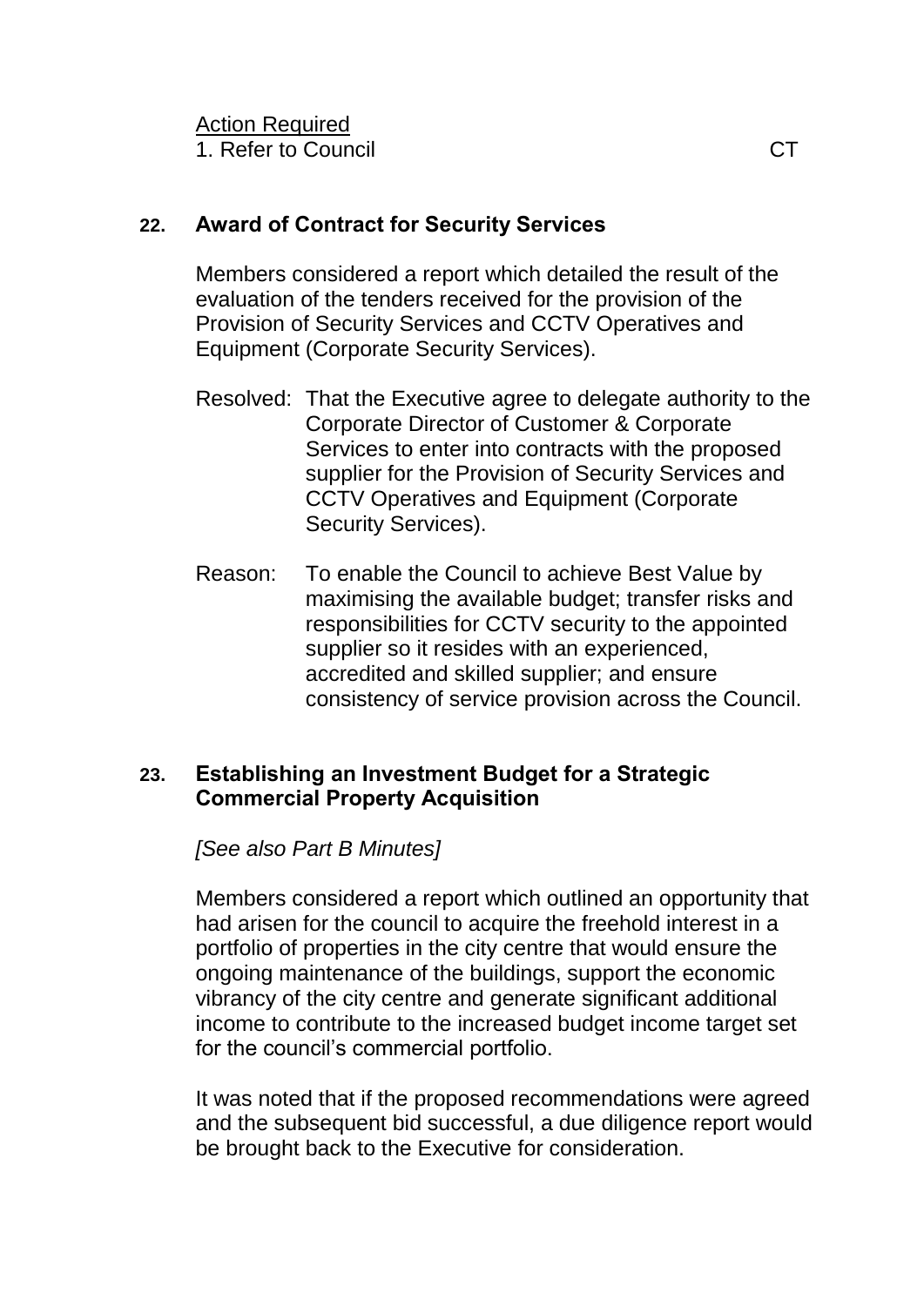<u>Action Required</u>
1. Refer to Council CT

## 22. Award of Contract for Security Services

Members considered a report which detailed the result of the evaluation of the tenders received for the provision of the Provision of Security Services and CCTV Operatives and Equipment (Corporate Security Services).

Resolved: That the Executive agree to delegate authority to the Corporate Director of Customer & Corporate Services to enter into contracts with the proposed supplier for the Provision of Security Services and CCTV Operatives and Equipment (Corporate Security Services).

Reason: To enable the Council to achieve Best Value by maximising the available budget; transfer risks and responsibilities for CCTV security to the appointed supplier so it resides with an experienced, accredited and skilled supplier; and ensure consistency of service provision across the Council.

## 23. Establishing an Investment Budget for a Strategic Commercial Property Acquisition

*[See also Part B Minutes]*

Members considered a report which outlined an opportunity that had arisen for the council to acquire the freehold interest in a portfolio of properties in the city centre that would ensure the ongoing maintenance of the buildings, support the economic vibrancy of the city centre and generate significant additional income to contribute to the increased budget income target set for the council's commercial portfolio.

It was noted that if the proposed recommendations were agreed and the subsequent bid successful, a due diligence report would be brought back to the Executive for consideration.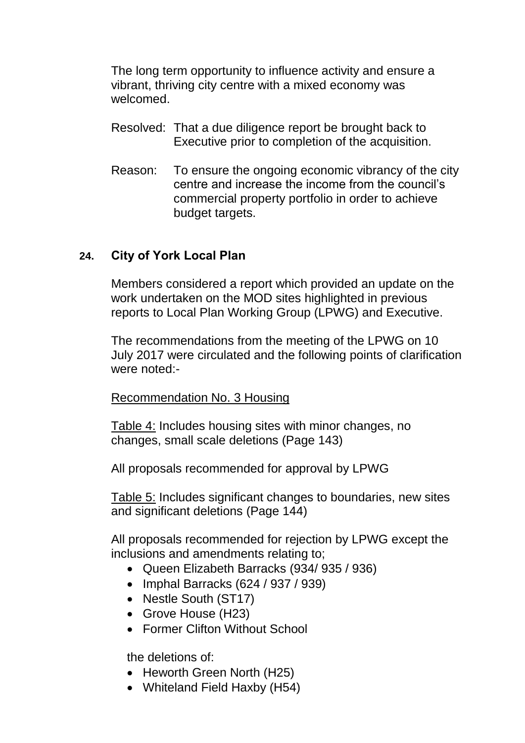The long term opportunity to influence activity and ensure a vibrant, thriving city centre with a mixed economy was welcomed.

Resolved: That a due diligence report be brought back to Executive prior to completion of the acquisition.

Reason: To ensure the ongoing economic vibrancy of the city centre and increase the income from the council's commercial property portfolio in order to achieve budget targets.

## 24. City of York Local Plan

Members considered a report which provided an update on the work undertaken on the MOD sites highlighted in previous reports to Local Plan Working Group (LPWG) and Executive.

The recommendations from the meeting of the LPWG on 10 July 2017 were circulated and the following points of clarification were noted:-

<u>Recommendation No. 3 Housing</u>

<u>Table 4:</u> Includes housing sites with minor changes, no changes, small scale deletions (Page 143)

All proposals recommended for approval by LPWG

<u>Table 5:</u> Includes significant changes to boundaries, new sites and significant deletions (Page 144)

All proposals recommended for rejection by LPWG except the inclusions and amendments relating to;

- Queen Elizabeth Barracks (934/ 935 / 936)
- Imphal Barracks (624 / 937 / 939)
- Nestle South (ST17)
- Grove House (H23)
- Former Clifton Without School

the deletions of:

- Heworth Green North (H25)
- Whiteland Field Haxby (H54)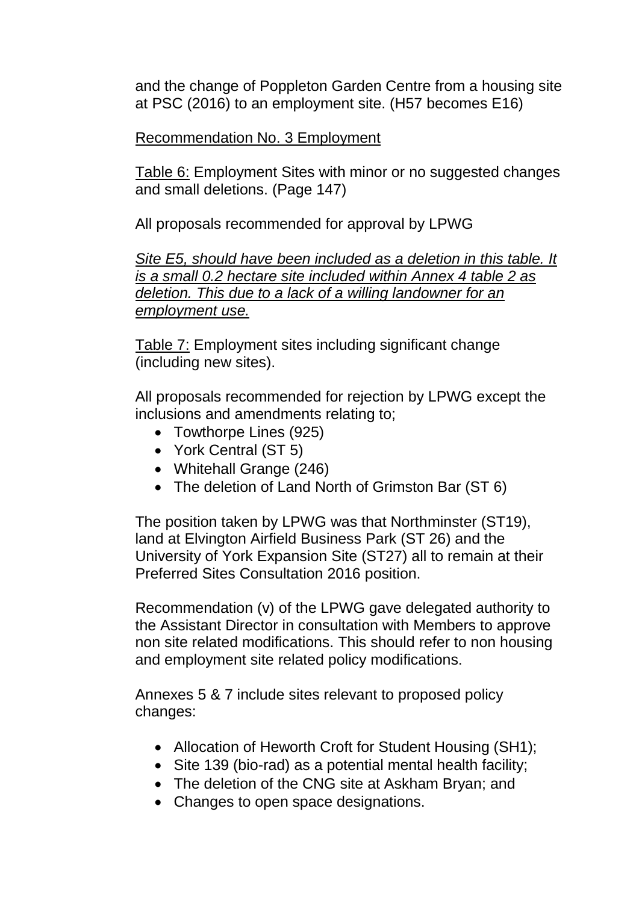and the change of Poppleton Garden Centre from a housing site at PSC (2016) to an employment site. (H57 becomes E16)

<u>Recommendation No. 3 Employment</u>

<u>Table 6:</u> Employment Sites with minor or no suggested changes and small deletions. (Page 147)

All proposals recommended for approval by LPWG

*<u>Site E5, should have been included as a deletion in this table. It is a small 0.2 hectare site included within Annex 4 table 2 as deletion. This due to a lack of a willing landowner for an employment use.</u>*

<u>Table 7:</u> Employment sites including significant change (including new sites).

All proposals recommended for rejection by LPWG except the inclusions and amendments relating to;

- Towthorpe Lines (925)
- York Central (ST 5)
- Whitehall Grange (246)
- The deletion of Land North of Grimston Bar (ST 6)

The position taken by LPWG was that Northminster (ST19), land at Elvington Airfield Business Park (ST 26) and the University of York Expansion Site (ST27) all to remain at their Preferred Sites Consultation 2016 position.

Recommendation (v) of the LPWG gave delegated authority to the Assistant Director in consultation with Members to approve non site related modifications. This should refer to non housing and employment site related policy modifications.

Annexes 5 & 7 include sites relevant to proposed policy changes:

- Allocation of Heworth Croft for Student Housing (SH1);
- Site 139 (bio-rad) as a potential mental health facility;
- The deletion of the CNG site at Askham Bryan; and
- Changes to open space designations.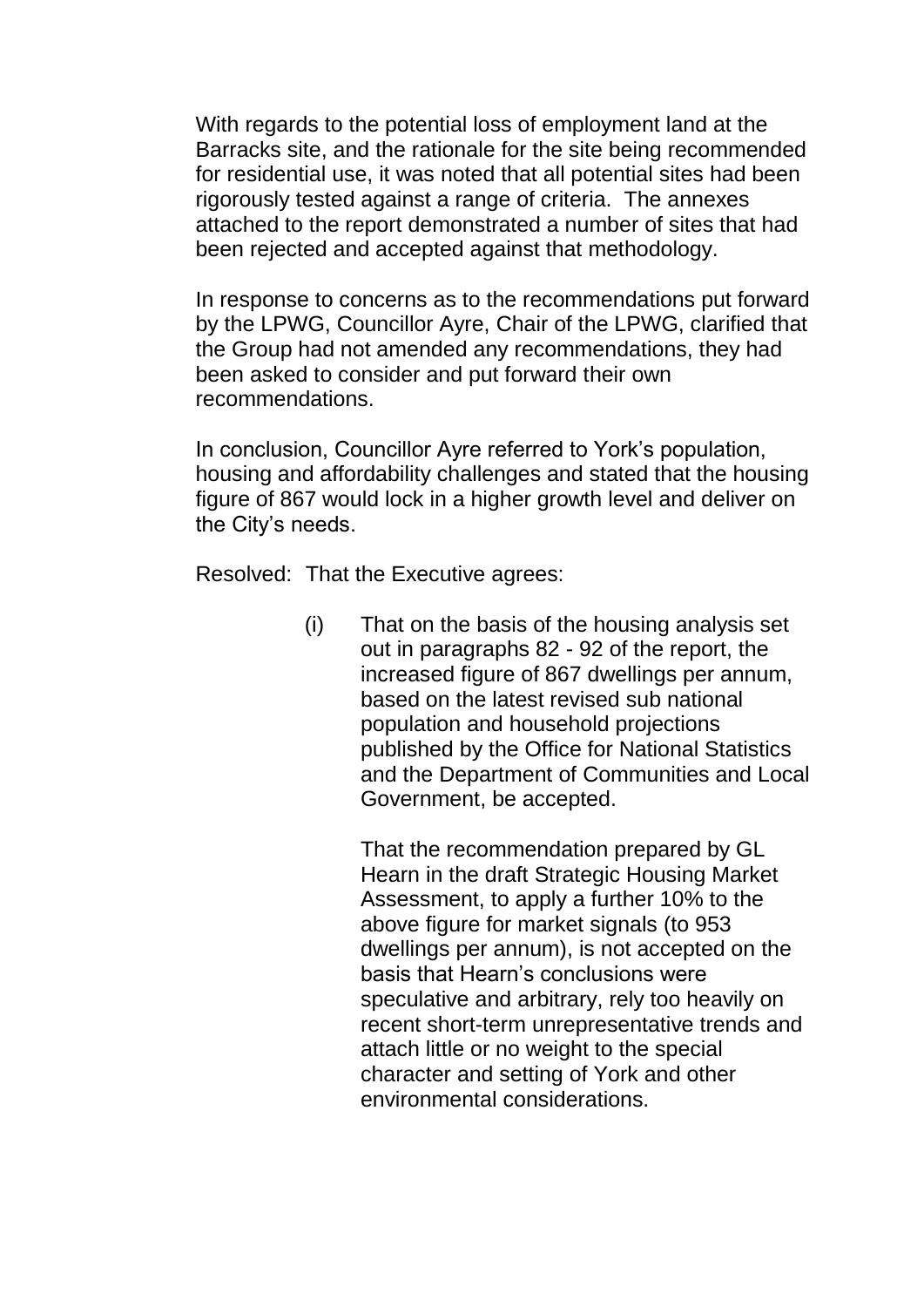With regards to the potential loss of employment land at the Barracks site, and the rationale for the site being recommended for residential use, it was noted that all potential sites had been rigorously tested against a range of criteria. The annexes attached to the report demonstrated a number of sites that had been rejected and accepted against that methodology.

In response to concerns as to the recommendations put forward by the LPWG, Councillor Ayre, Chair of the LPWG, clarified that the Group had not amended any recommendations, they had been asked to consider and put forward their own recommendations.

In conclusion, Councillor Ayre referred to York's population, housing and affordability challenges and stated that the housing figure of 867 would lock in a higher growth level and deliver on the City's needs.

Resolved: That the Executive agrees:

(i) That on the basis of the housing analysis set out in paragraphs 82 - 92 of the report, the increased figure of 867 dwellings per annum, based on the latest revised sub national population and household projections published by the Office for National Statistics and the Department of Communities and Local Government, be accepted.

That the recommendation prepared by GL Hearn in the draft Strategic Housing Market Assessment, to apply a further 10% to the above figure for market signals (to 953 dwellings per annum), is not accepted on the basis that Hearn's conclusions were speculative and arbitrary, rely too heavily on recent short-term unrepresentative trends and attach little or no weight to the special character and setting of York and other environmental considerations.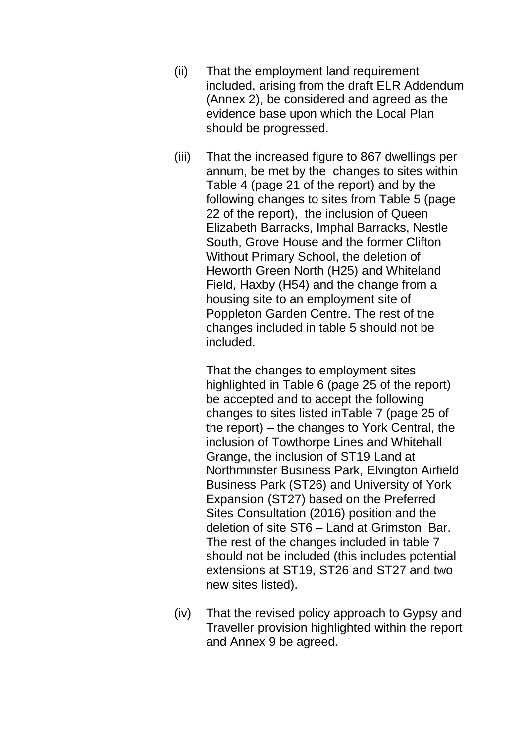(ii) That the employment land requirement included, arising from the draft ELR Addendum (Annex 2), be considered and agreed as the evidence base upon which the Local Plan should be progressed.

(iii) That the increased figure to 867 dwellings per annum, be met by the changes to sites within Table 4 (page 21 of the report) and by the following changes to sites from Table 5 (page 22 of the report), the inclusion of Queen Elizabeth Barracks, Imphal Barracks, Nestle South, Grove House and the former Clifton Without Primary School, the deletion of Heworth Green North (H25) and Whiteland Field, Haxby (H54) and the change from a housing site to an employment site of Poppleton Garden Centre. The rest of the changes included in table 5 should not be included.

That the changes to employment sites highlighted in Table 6 (page 25 of the report) be accepted and to accept the following changes to sites listed inTable 7 (page 25 of the report) – the changes to York Central, the inclusion of Towthorpe Lines and Whitehall Grange, the inclusion of ST19 Land at Northminster Business Park, Elvington Airfield Business Park (ST26) and University of York Expansion (ST27) based on the Preferred Sites Consultation (2016) position and the deletion of site ST6 – Land at Grimston Bar. The rest of the changes included in table 7 should not be included (this includes potential extensions at ST19, ST26 and ST27 and two new sites listed).

(iv) That the revised policy approach to Gypsy and Traveller provision highlighted within the report and Annex 9 be agreed.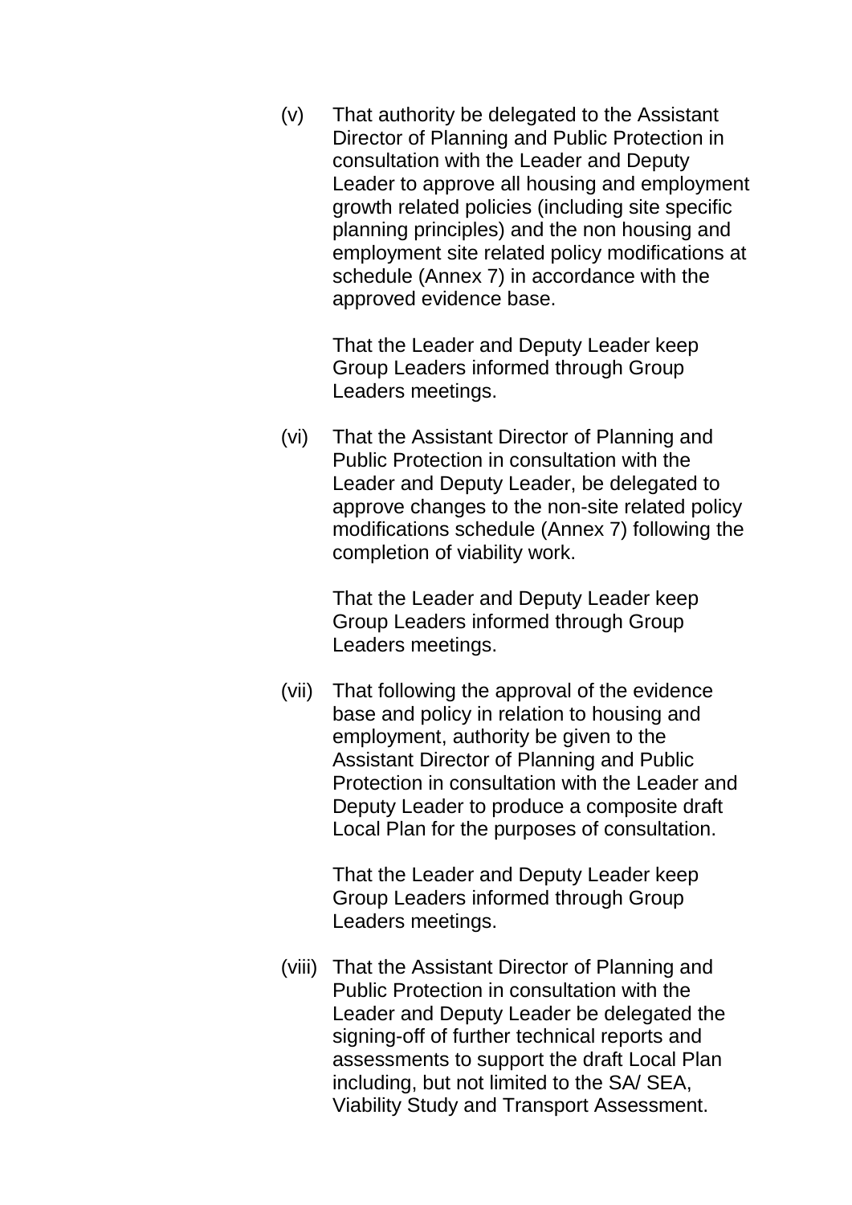(v) That authority be delegated to the Assistant Director of Planning and Public Protection in consultation with the Leader and Deputy Leader to approve all housing and employment growth related policies (including site specific planning principles) and the non housing and employment site related policy modifications at schedule (Annex 7) in accordance with the approved evidence base.

    That the Leader and Deputy Leader keep Group Leaders informed through Group Leaders meetings.

(vi) That the Assistant Director of Planning and Public Protection in consultation with the Leader and Deputy Leader, be delegated to approve changes to the non-site related policy modifications schedule (Annex 7) following the completion of viability work.

    That the Leader and Deputy Leader keep Group Leaders informed through Group Leaders meetings.

(vii) That following the approval of the evidence base and policy in relation to housing and employment, authority be given to the Assistant Director of Planning and Public Protection in consultation with the Leader and Deputy Leader to produce a composite draft Local Plan for the purposes of consultation.

    That the Leader and Deputy Leader keep Group Leaders informed through Group Leaders meetings.

(viii) That the Assistant Director of Planning and Public Protection in consultation with the Leader and Deputy Leader be delegated the signing-off of further technical reports and assessments to support the draft Local Plan including, but not limited to the SA/ SEA, Viability Study and Transport Assessment.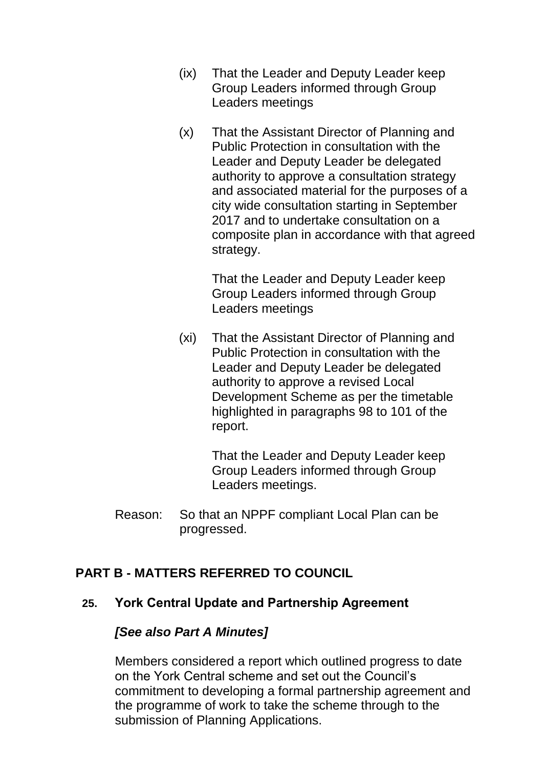(ix) That the Leader and Deputy Leader keep Group Leaders informed through Group Leaders meetings

(x) That the Assistant Director of Planning and Public Protection in consultation with the Leader and Deputy Leader be delegated authority to approve a consultation strategy and associated material for the purposes of a city wide consultation starting in September 2017 and to undertake consultation on a composite plan in accordance with that agreed strategy.

That the Leader and Deputy Leader keep Group Leaders informed through Group Leaders meetings

(xi) That the Assistant Director of Planning and Public Protection in consultation with the Leader and Deputy Leader be delegated authority to approve a revised Local Development Scheme as per the timetable highlighted in paragraphs 98 to 101 of the report.

That the Leader and Deputy Leader keep Group Leaders informed through Group Leaders meetings.

Reason: So that an NPPF compliant Local Plan can be progressed.

## PART B - MATTERS REFERRED TO COUNCIL

### 25. York Central Update and Partnership Agreement

***[See also Part A Minutes]***

Members considered a report which outlined progress to date on the York Central scheme and set out the Council's commitment to developing a formal partnership agreement and the programme of work to take the scheme through to the submission of Planning Applications.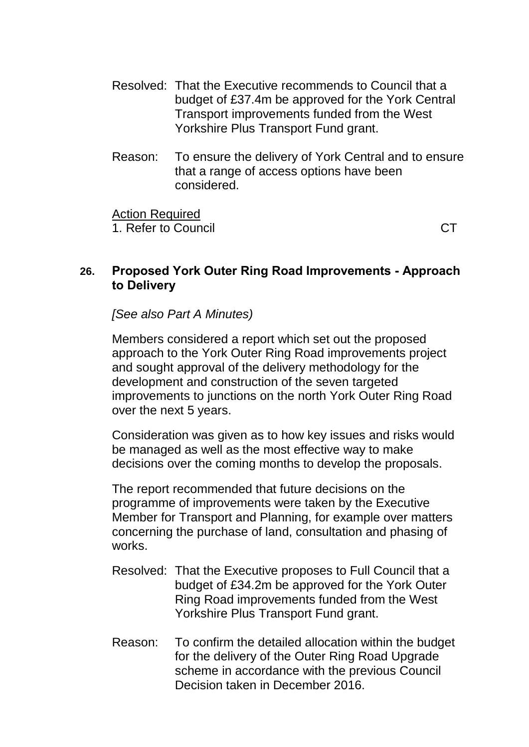Resolved: That the Executive recommends to Council that a budget of £37.4m be approved for the York Central Transport improvements funded from the West Yorkshire Plus Transport Fund grant.

Reason: To ensure the delivery of York Central and to ensure that a range of access options have been considered.

<u>Action Required</u>
1. Refer to Council CT

### 26. Proposed York Outer Ring Road Improvements - Approach to Delivery

*[See also Part A Minutes)*

Members considered a report which set out the proposed approach to the York Outer Ring Road improvements project and sought approval of the delivery methodology for the development and construction of the seven targeted improvements to junctions on the north York Outer Ring Road over the next 5 years.

Consideration was given as to how key issues and risks would be managed as well as the most effective way to make decisions over the coming months to develop the proposals.

The report recommended that future decisions on the programme of improvements were taken by the Executive Member for Transport and Planning, for example over matters concerning the purchase of land, consultation and phasing of works.

Resolved: That the Executive proposes to Full Council that a budget of £34.2m be approved for the York Outer Ring Road improvements funded from the West Yorkshire Plus Transport Fund grant.

Reason: To confirm the detailed allocation within the budget for the delivery of the Outer Ring Road Upgrade scheme in accordance with the previous Council Decision taken in December 2016.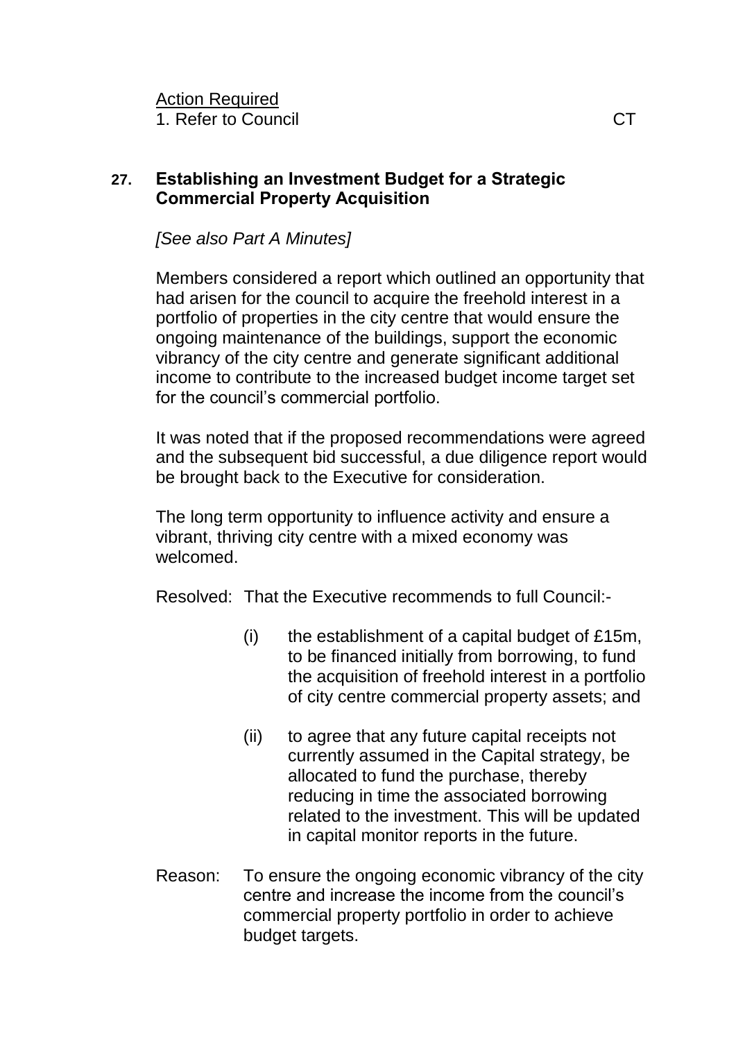Action Required

1. Refer to Council CT

## 27. Establishing an Investment Budget for a Strategic Commercial Property Acquisition

*[See also Part A Minutes]*

Members considered a report which outlined an opportunity that had arisen for the council to acquire the freehold interest in a portfolio of properties in the city centre that would ensure the ongoing maintenance of the buildings, support the economic vibrancy of the city centre and generate significant additional income to contribute to the increased budget income target set for the council's commercial portfolio.

It was noted that if the proposed recommendations were agreed and the subsequent bid successful, a due diligence report would be brought back to the Executive for consideration.

The long term opportunity to influence activity and ensure a vibrant, thriving city centre with a mixed economy was welcomed.

Resolved: That the Executive recommends to full Council:-

(i) the establishment of a capital budget of £15m, to be financed initially from borrowing, to fund the acquisition of freehold interest in a portfolio of city centre commercial property assets; and

(ii) to agree that any future capital receipts not currently assumed in the Capital strategy, be allocated to fund the purchase, thereby reducing in time the associated borrowing related to the investment. This will be updated in capital monitor reports in the future.

Reason: To ensure the ongoing economic vibrancy of the city centre and increase the income from the council's commercial property portfolio in order to achieve budget targets.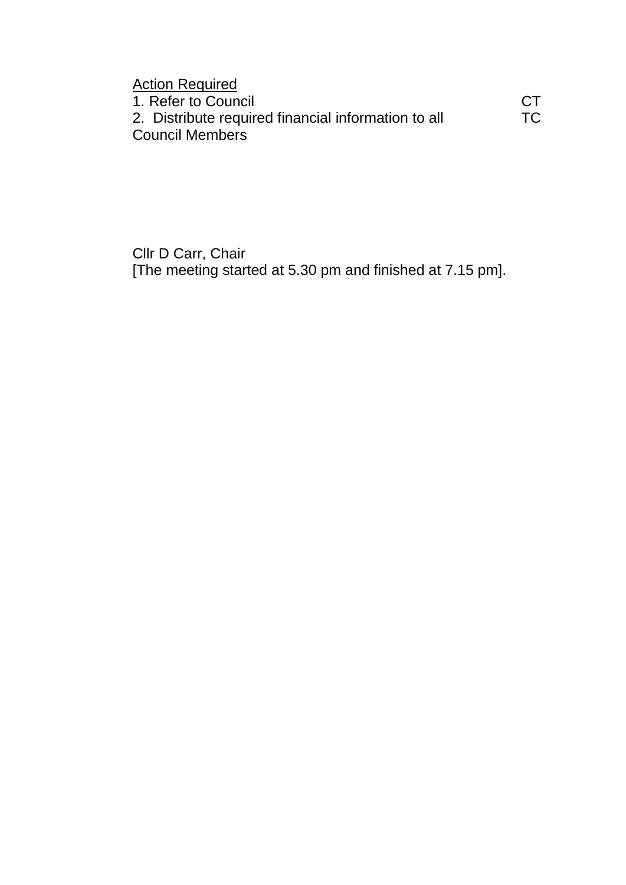<u>Action Required</u>

| | |
|---|---|
| 1. Refer to Council | CT |
| 2. Distribute required financial information to all Council Members | TC |

Cllr D Carr, Chair
[The meeting started at 5.30 pm and finished at 7.15 pm].